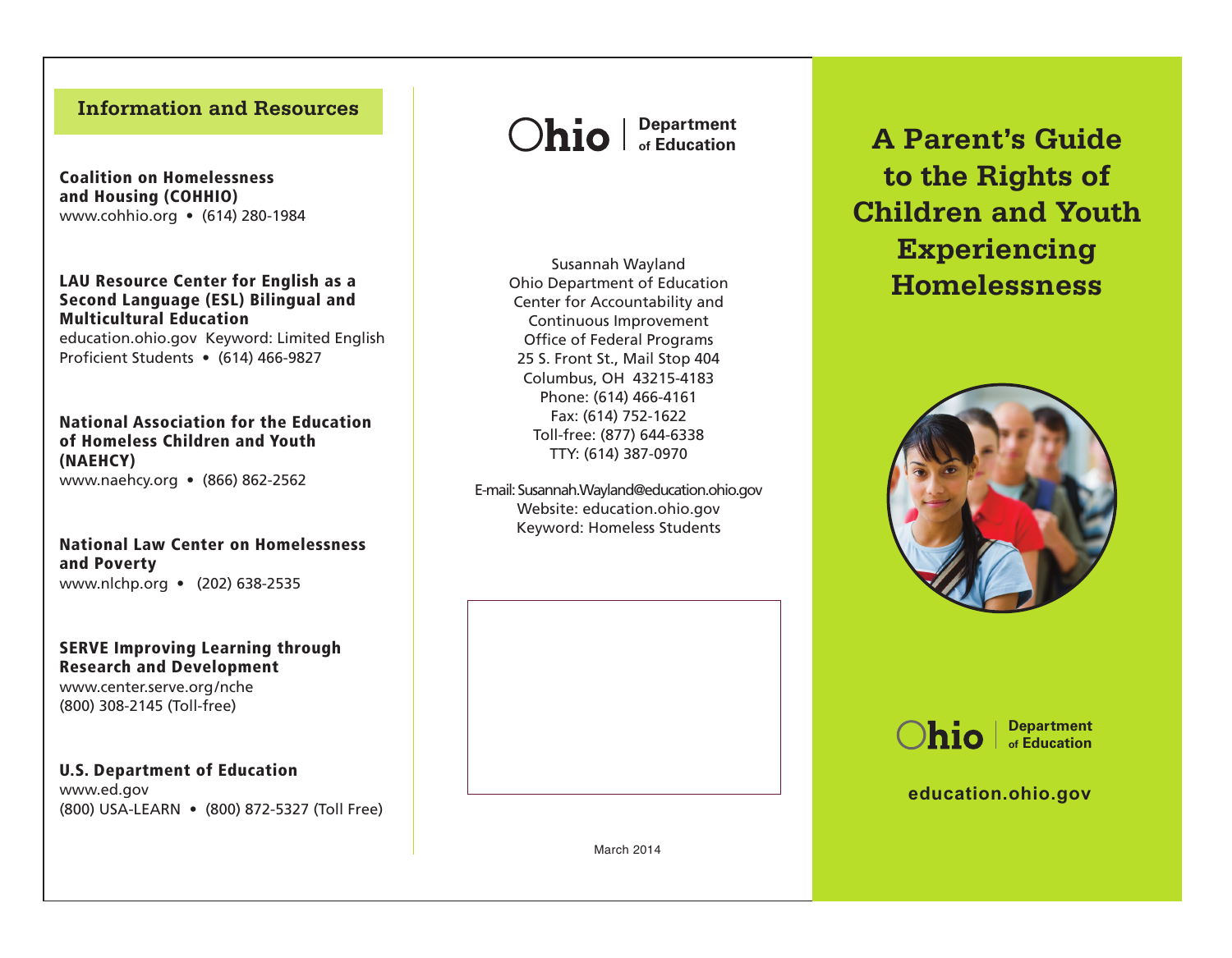## Information and Resources

**Coalition on Homelessness and Housing (COHHIO)**
www.cohhio.org • (614) 280-1984

**LAU Resource Center for English as a Second Language (ESL) Bilingual and Multicultural Education**
education.ohio.gov Keyword: Limited English Proficient Students • (614) 466-9827

**National Association for the Education of Homeless Children and Youth (NAEHCY)**
www.naehcy.org • (866) 862-2562

**National Law Center on Homelessness and Poverty**
www.nlchp.org • (202) 638-2535

**SERVE Improving Learning through Research and Development**
www.center.serve.org/nche
(800) 308-2145 (Toll-free)

**U.S. Department of Education**
www.ed.gov
(800) USA-LEARN • (800) 872-5327 (Toll Free)

Ohio | Department of Education

Susannah Wayland
Ohio Department of Education
Center for Accountability and Continuous Improvement
Office of Federal Programs
25 S. Front St., Mail Stop 404
Columbus, OH 43215-4183
Phone: (614) 466-4161
Fax: (614) 752-1622
Toll-free: (877) 644-6338
TTY: (614) 387-0970

E-mail: Susannah.Wayland@education.ohio.gov
Website: education.ohio.gov
Keyword: Homeless Students

March 2014

# A Parent's Guide to the Rights of Children and Youth Experiencing Homelessness

Ohio | Department of Education

**education.ohio.gov**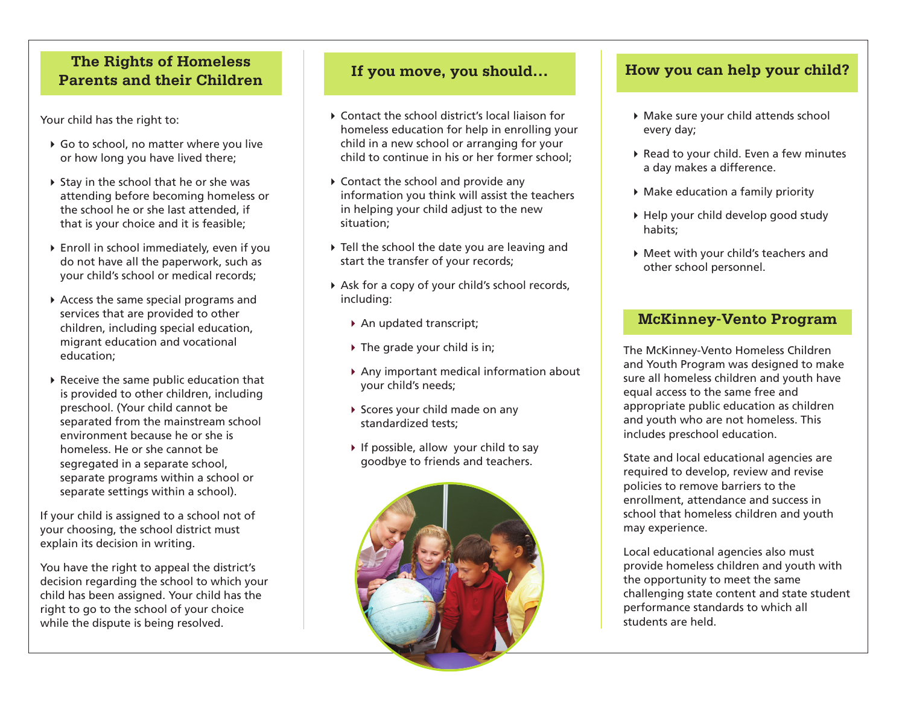## The Rights of Homeless Parents and their Children

Your child has the right to:

- Go to school, no matter where you live or how long you have lived there;
- Stay in the school that he or she was attending before becoming homeless or the school he or she last attended, if that is your choice and it is feasible;
- Enroll in school immediately, even if you do not have all the paperwork, such as your child's school or medical records;
- Access the same special programs and services that are provided to other children, including special education, migrant education and vocational education;
- Receive the same public education that is provided to other children, including preschool. (Your child cannot be separated from the mainstream school environment because he or she is homeless. He or she cannot be segregated in a separate school, separate programs within a school or separate settings within a school).

If your child is assigned to a school not of your choosing, the school district must explain its decision in writing.

You have the right to appeal the district's decision regarding the school to which your child has been assigned. Your child has the right to go to the school of your choice while the dispute is being resolved.

## If you move, you should...

- Contact the school district's local liaison for homeless education for help in enrolling your child in a new school or arranging for your child to continue in his or her former school;
- Contact the school and provide any information you think will assist the teachers in helping your child adjust to the new situation;
- Tell the school the date you are leaving and start the transfer of your records;
- Ask for a copy of your child's school records, including:
  - An updated transcript;
  - The grade your child is in;
  - Any important medical information about your child's needs;
  - Scores your child made on any standardized tests;
  - If possible, allow your child to say goodbye to friends and teachers.

## How you can help your child?

- Make sure your child attends school every day;
- Read to your child. Even a few minutes a day makes a difference.
- Make education a family priority
- Help your child develop good study habits;
- Meet with your child's teachers and other school personnel.

## McKinney-Vento Program

The McKinney-Vento Homeless Children and Youth Program was designed to make sure all homeless children and youth have equal access to the same free and appropriate public education as children and youth who are not homeless. This includes preschool education.

State and local educational agencies are required to develop, review and revise policies to remove barriers to the enrollment, attendance and success in school that homeless children and youth may experience.

Local educational agencies also must provide homeless children and youth with the opportunity to meet the same challenging state content and state student performance standards to which all students are held.